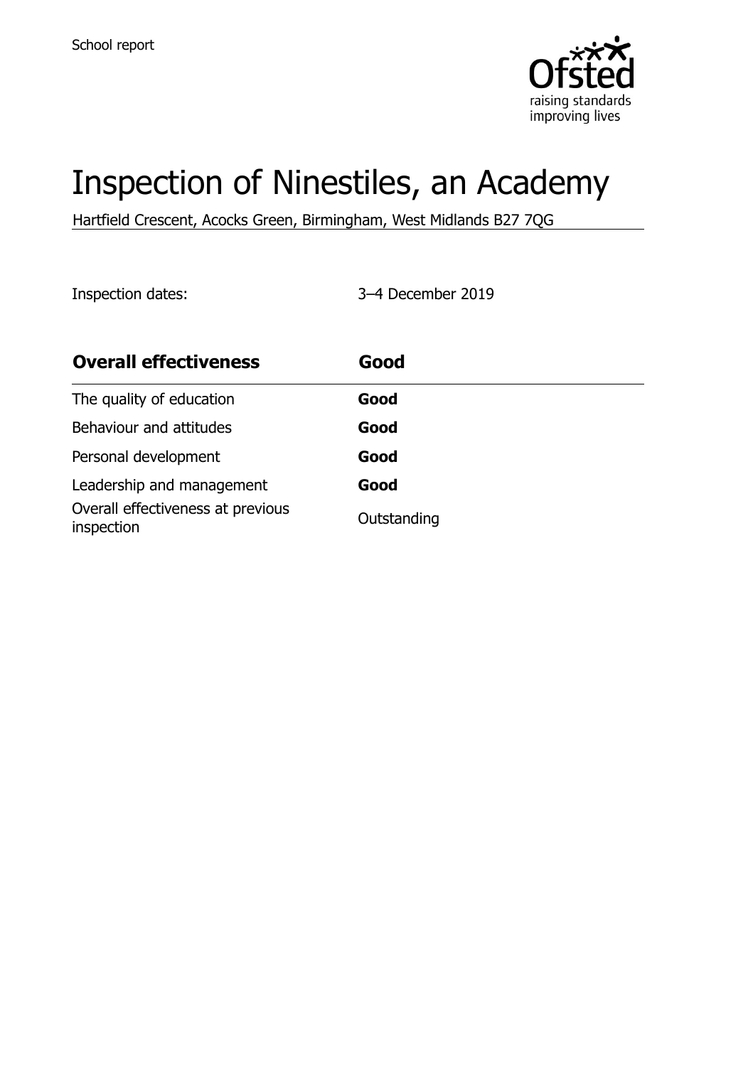School report

# Inspection of Ninestiles, an Academy

Hartfield Crescent, Acocks Green, Birmingham, West Midlands B27 7QG

Inspection dates: 3–4 December 2019

| **Overall effectiveness** | **Good** |
| --- | --- |
| The quality of education | **Good** |
| Behaviour and attitudes | **Good** |
| Personal development | **Good** |
| Leadership and management | **Good** |
| Overall effectiveness at previous inspection | Outstanding |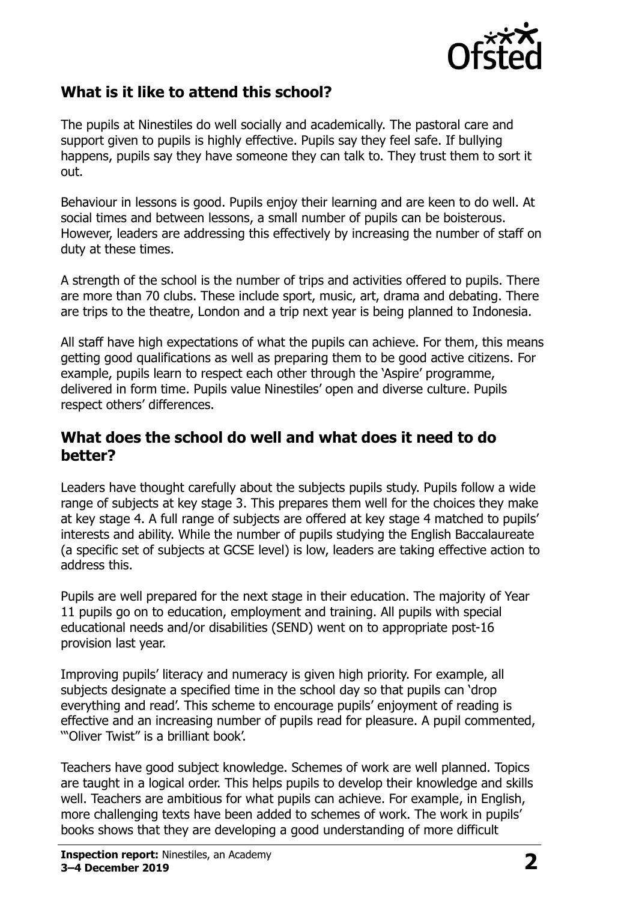## What is it like to attend this school?

The pupils at Ninestiles do well socially and academically. The pastoral care and support given to pupils is highly effective. Pupils say they feel safe. If bullying happens, pupils say they have someone they can talk to. They trust them to sort it out.

Behaviour in lessons is good. Pupils enjoy their learning and are keen to do well. At social times and between lessons, a small number of pupils can be boisterous. However, leaders are addressing this effectively by increasing the number of staff on duty at these times.

A strength of the school is the number of trips and activities offered to pupils. There are more than 70 clubs. These include sport, music, art, drama and debating. There are trips to the theatre, London and a trip next year is being planned to Indonesia.

All staff have high expectations of what the pupils can achieve. For them, this means getting good qualifications as well as preparing them to be good active citizens. For example, pupils learn to respect each other through the 'Aspire' programme, delivered in form time. Pupils value Ninestiles' open and diverse culture. Pupils respect others' differences.

## What does the school do well and what does it need to do better?

Leaders have thought carefully about the subjects pupils study. Pupils follow a wide range of subjects at key stage 3. This prepares them well for the choices they make at key stage 4. A full range of subjects are offered at key stage 4 matched to pupils' interests and ability. While the number of pupils studying the English Baccalaureate (a specific set of subjects at GCSE level) is low, leaders are taking effective action to address this.

Pupils are well prepared for the next stage in their education. The majority of Year 11 pupils go on to education, employment and training. All pupils with special educational needs and/or disabilities (SEND) went on to appropriate post-16 provision last year.

Improving pupils' literacy and numeracy is given high priority. For example, all subjects designate a specified time in the school day so that pupils can 'drop everything and read'. This scheme to encourage pupils' enjoyment of reading is effective and an increasing number of pupils read for pleasure. A pupil commented, '"Oliver Twist" is a brilliant book'.

Teachers have good subject knowledge. Schemes of work are well planned. Topics are taught in a logical order. This helps pupils to develop their knowledge and skills well. Teachers are ambitious for what pupils can achieve. For example, in English, more challenging texts have been added to schemes of work. The work in pupils' books shows that they are developing a good understanding of more difficult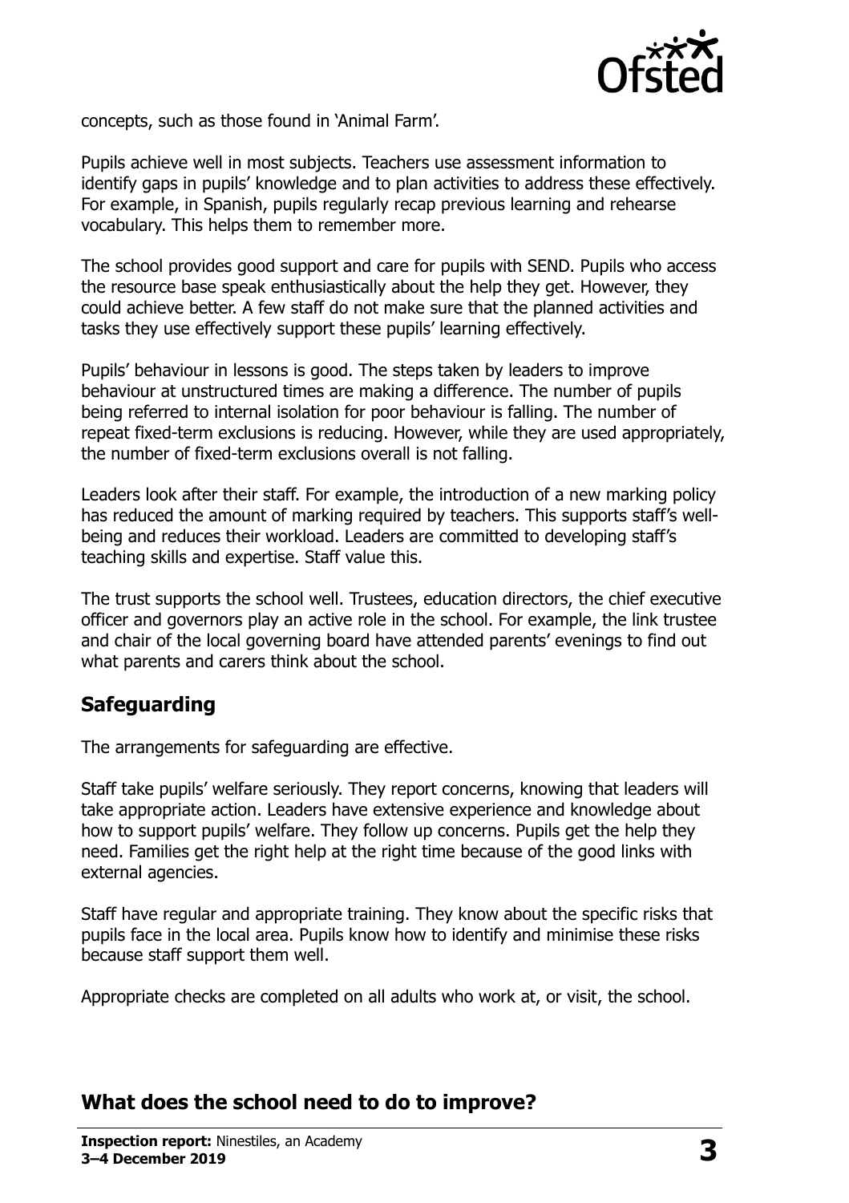concepts, such as those found in 'Animal Farm'.

Pupils achieve well in most subjects. Teachers use assessment information to identify gaps in pupils' knowledge and to plan activities to address these effectively. For example, in Spanish, pupils regularly recap previous learning and rehearse vocabulary. This helps them to remember more.

The school provides good support and care for pupils with SEND. Pupils who access the resource base speak enthusiastically about the help they get. However, they could achieve better. A few staff do not make sure that the planned activities and tasks they use effectively support these pupils' learning effectively.

Pupils' behaviour in lessons is good. The steps taken by leaders to improve behaviour at unstructured times are making a difference. The number of pupils being referred to internal isolation for poor behaviour is falling. The number of repeat fixed-term exclusions is reducing. However, while they are used appropriately, the number of fixed-term exclusions overall is not falling.

Leaders look after their staff. For example, the introduction of a new marking policy has reduced the amount of marking required by teachers. This supports staff's well-being and reduces their workload. Leaders are committed to developing staff's teaching skills and expertise. Staff value this.

The trust supports the school well. Trustees, education directors, the chief executive officer and governors play an active role in the school. For example, the link trustee and chair of the local governing board have attended parents' evenings to find out what parents and carers think about the school.

## Safeguarding

The arrangements for safeguarding are effective.

Staff take pupils' welfare seriously. They report concerns, knowing that leaders will take appropriate action. Leaders have extensive experience and knowledge about how to support pupils' welfare. They follow up concerns. Pupils get the help they need. Families get the right help at the right time because of the good links with external agencies.

Staff have regular and appropriate training. They know about the specific risks that pupils face in the local area. Pupils know how to identify and minimise these risks because staff support them well.

Appropriate checks are completed on all adults who work at, or visit, the school.

## What does the school need to do to improve?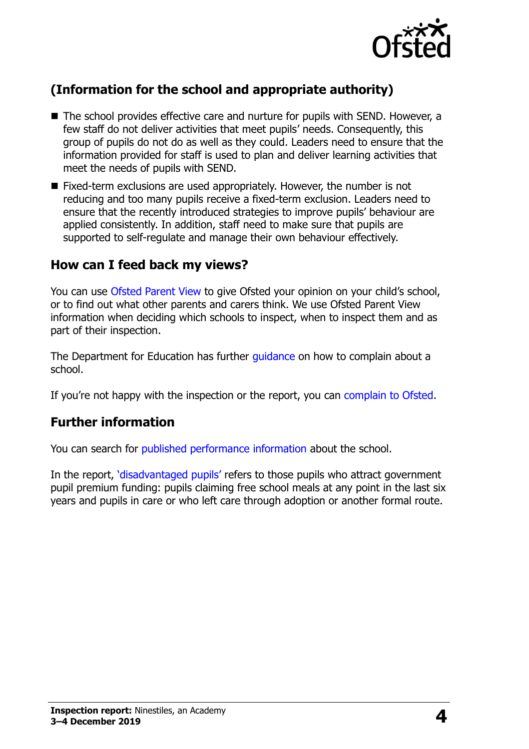## (Information for the school and appropriate authority)

- The school provides effective care and nurture for pupils with SEND. However, a few staff do not deliver activities that meet pupils' needs. Consequently, this group of pupils do not do as well as they could. Leaders need to ensure that the information provided for staff is used to plan and deliver learning activities that meet the needs of pupils with SEND.
- Fixed-term exclusions are used appropriately. However, the number is not reducing and too many pupils receive a fixed-term exclusion. Leaders need to ensure that the recently introduced strategies to improve pupils' behaviour are applied consistently. In addition, staff need to make sure that pupils are supported to self-regulate and manage their own behaviour effectively.

## How can I feed back my views?

You can use Ofsted Parent View to give Ofsted your opinion on your child's school, or to find out what other parents and carers think. We use Ofsted Parent View information when deciding which schools to inspect, when to inspect them and as part of their inspection.

The Department for Education has further guidance on how to complain about a school.

If you're not happy with the inspection or the report, you can complain to Ofsted.

## Further information

You can search for published performance information about the school.

In the report, 'disadvantaged pupils' refers to those pupils who attract government pupil premium funding: pupils claiming free school meals at any point in the last six years and pupils in care or who left care through adoption or another formal route.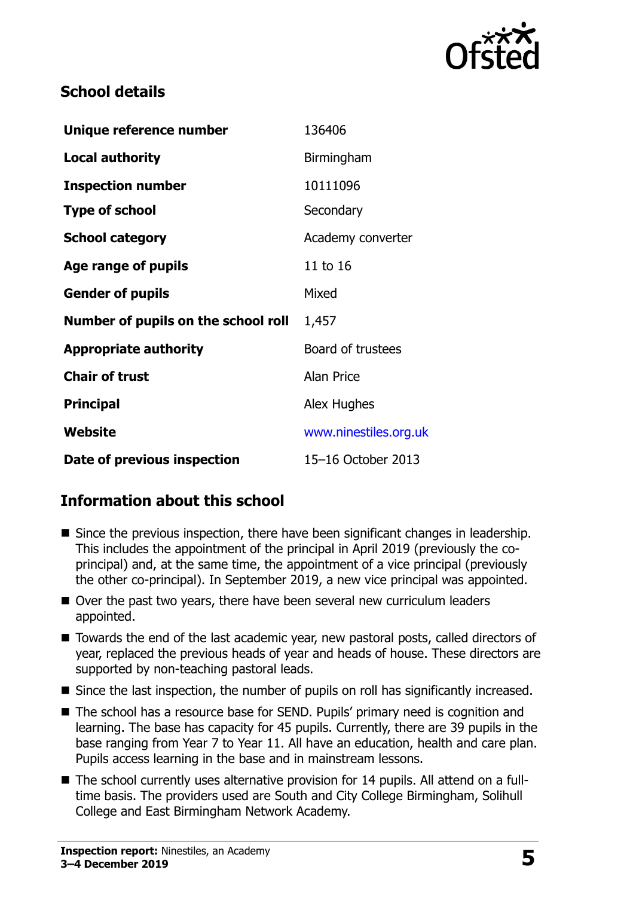## School details

| | |
|---|---|
| **Unique reference number** | 136406 |
| **Local authority** | Birmingham |
| **Inspection number** | 10111096 |
| **Type of school** | Secondary |
| **School category** | Academy converter |
| **Age range of pupils** | 11 to 16 |
| **Gender of pupils** | Mixed |
| **Number of pupils on the school roll** | 1,457 |
| **Appropriate authority** | Board of trustees |
| **Chair of trust** | Alan Price |
| **Principal** | Alex Hughes |
| **Website** | www.ninestiles.org.uk |
| **Date of previous inspection** | 15–16 October 2013 |

## Information about this school

- Since the previous inspection, there have been significant changes in leadership. This includes the appointment of the principal in April 2019 (previously the co-principal) and, at the same time, the appointment of a vice principal (previously the other co-principal). In September 2019, a new vice principal was appointed.
- Over the past two years, there have been several new curriculum leaders appointed.
- Towards the end of the last academic year, new pastoral posts, called directors of year, replaced the previous heads of year and heads of house. These directors are supported by non-teaching pastoral leads.
- Since the last inspection, the number of pupils on roll has significantly increased.
- The school has a resource base for SEND. Pupils' primary need is cognition and learning. The base has capacity for 45 pupils. Currently, there are 39 pupils in the base ranging from Year 7 to Year 11. All have an education, health and care plan. Pupils access learning in the base and in mainstream lessons.
- The school currently uses alternative provision for 14 pupils. All attend on a full-time basis. The providers used are South and City College Birmingham, Solihull College and East Birmingham Network Academy.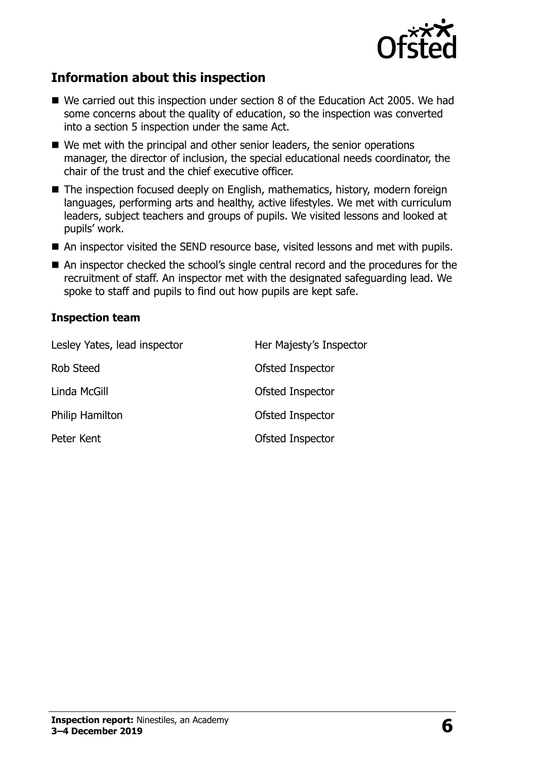## Information about this inspection

- We carried out this inspection under section 8 of the Education Act 2005. We had some concerns about the quality of education, so the inspection was converted into a section 5 inspection under the same Act.
- We met with the principal and other senior leaders, the senior operations manager, the director of inclusion, the special educational needs coordinator, the chair of the trust and the chief executive officer.
- The inspection focused deeply on English, mathematics, history, modern foreign languages, performing arts and healthy, active lifestyles. We met with curriculum leaders, subject teachers and groups of pupils. We visited lessons and looked at pupils' work.
- An inspector visited the SEND resource base, visited lessons and met with pupils.
- An inspector checked the school's single central record and the procedures for the recruitment of staff. An inspector met with the designated safeguarding lead. We spoke to staff and pupils to find out how pupils are kept safe.

### Inspection team

| | |
|---|---|
| Lesley Yates, lead inspector | Her Majesty's Inspector |
| Rob Steed | Ofsted Inspector |
| Linda McGill | Ofsted Inspector |
| Philip Hamilton | Ofsted Inspector |
| Peter Kent | Ofsted Inspector |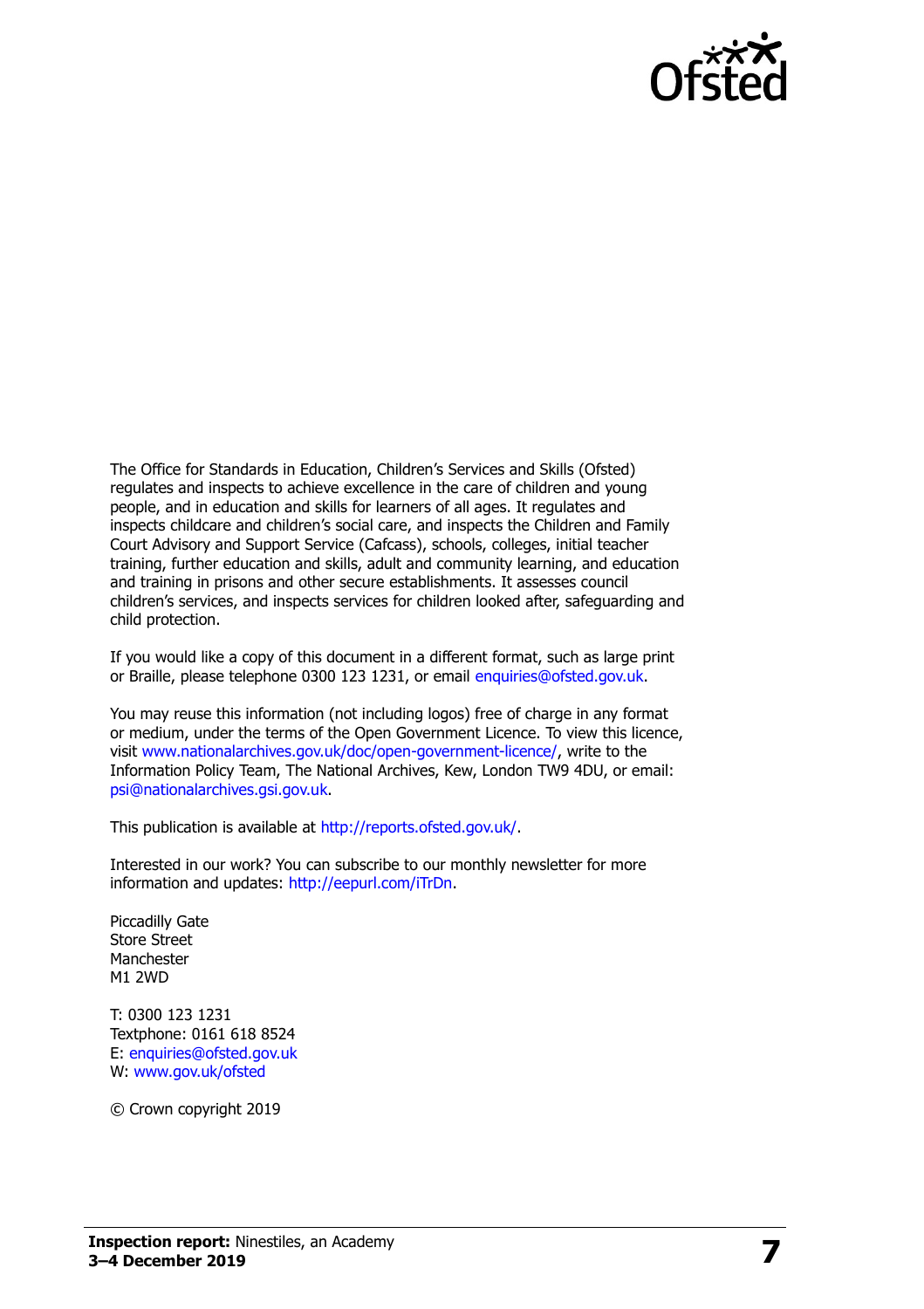The Office for Standards in Education, Children's Services and Skills (Ofsted) regulates and inspects to achieve excellence in the care of children and young people, and in education and skills for learners of all ages. It regulates and inspects childcare and children's social care, and inspects the Children and Family Court Advisory and Support Service (Cafcass), schools, colleges, initial teacher training, further education and skills, adult and community learning, and education and training in prisons and other secure establishments. It assesses council children's services, and inspects services for children looked after, safeguarding and child protection.

If you would like a copy of this document in a different format, such as large print or Braille, please telephone 0300 123 1231, or email enquiries@ofsted.gov.uk.

You may reuse this information (not including logos) free of charge in any format or medium, under the terms of the Open Government Licence. To view this licence, visit www.nationalarchives.gov.uk/doc/open-government-licence/, write to the Information Policy Team, The National Archives, Kew, London TW9 4DU, or email: psi@nationalarchives.gsi.gov.uk.

This publication is available at http://reports.ofsted.gov.uk/.

Interested in our work? You can subscribe to our monthly newsletter for more information and updates: http://eepurl.com/iTrDn.

Piccadilly Gate
Store Street
Manchester
M1 2WD

T: 0300 123 1231
Textphone: 0161 618 8524
E: enquiries@ofsted.gov.uk
W: www.gov.uk/ofsted

© Crown copyright 2019